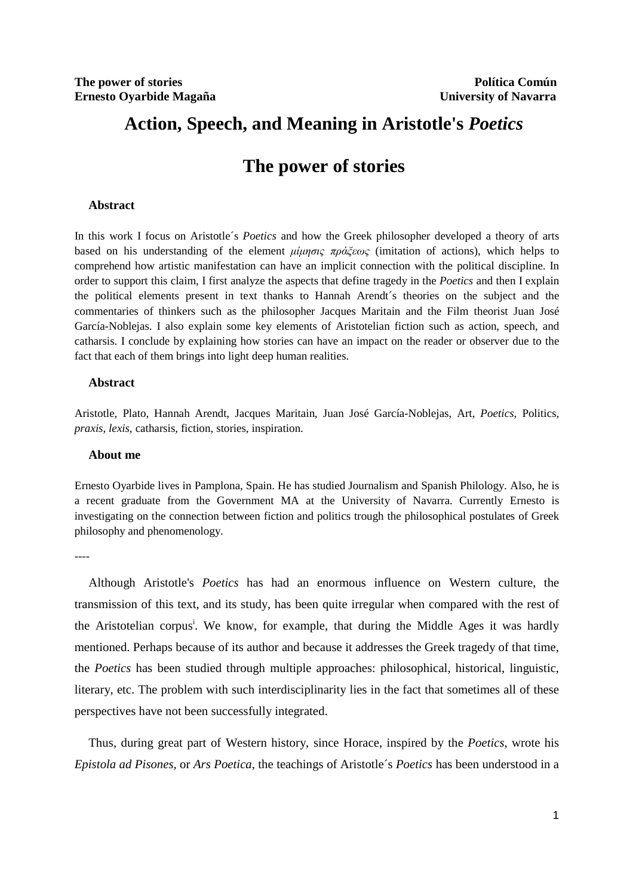**The power of stories** **Política Común**
**Ernesto Oyarbide Magaña** **University of Navarra**

# Action, Speech, and Meaning in Aristotle's *Poetics*

## The power of stories

### Abstract

In this work I focus on Aristotle´s *Poetics* and how the Greek philosopher developed a theory of arts based on his understanding of the element *μίμησις πράξεως* (imitation of actions), which helps to comprehend how artistic manifestation can have an implicit connection with the political discipline. In order to support this claim, I first analyze the aspects that define tragedy in the *Poetics* and then I explain the political elements present in text thanks to Hannah Arendt´s theories on the subject and the commentaries of thinkers such as the philosopher Jacques Maritain and the Film theorist Juan José García-Noblejas. I also explain some key elements of Aristotelian fiction such as action, speech, and catharsis. I conclude by explaining how stories can have an impact on the reader or observer due to the fact that each of them brings into light deep human realities.

### Abstract

Aristotle, Plato, Hannah Arendt, Jacques Maritain, Juan José García-Noblejas, Art, *Poetics*, Politics, *praxis*, *lexis*, catharsis, fiction, stories, inspiration.

### About me

Ernesto Oyarbide lives in Pamplona, Spain. He has studied Journalism and Spanish Philology. Also, he is a recent graduate from the Government MA at the University of Navarra. Currently Ernesto is investigating on the connection between fiction and politics trough the philosophical postulates of Greek philosophy and phenomenology.

----

Although Aristotle's *Poetics* has had an enormous influence on Western culture, the transmission of this text, and its study, has been quite irregular when compared with the rest of the Aristotelian corpus[i]. We know, for example, that during the Middle Ages it was hardly mentioned. Perhaps because of its author and because it addresses the Greek tragedy of that time, the *Poetics* has been studied through multiple approaches: philosophical, historical, linguistic, literary, etc. The problem with such interdisciplinarity lies in the fact that sometimes all of these perspectives have not been successfully integrated.

Thus, during great part of Western history, since Horace, inspired by the *Poetics*, wrote his *Epistola ad Pisones*, or *Ars Poetica*, the teachings of Aristotle´s *Poetics* has been understood in a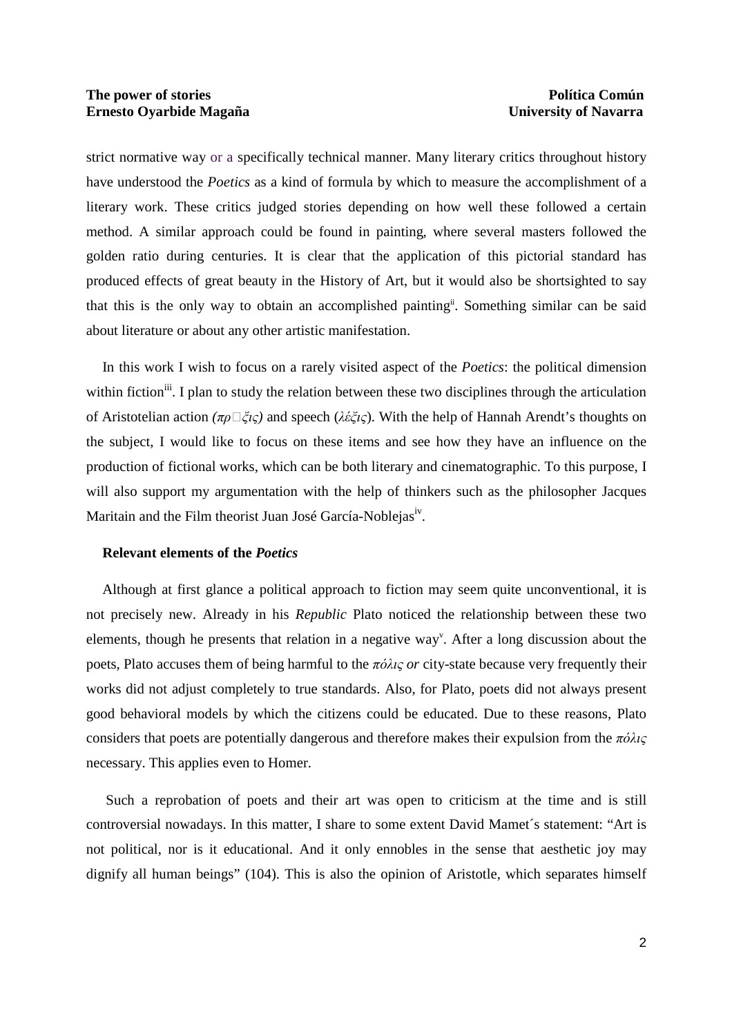strict normative way or a specifically technical manner. Many literary critics throughout history have understood the *Poetics* as a kind of formula by which to measure the accomplishment of a literary work. These critics judged stories depending on how well these followed a certain method. A similar approach could be found in painting, where several masters followed the golden ratio during centuries. It is clear that the application of this pictorial standard has produced effects of great beauty in the History of Art, but it would also be shortsighted to say that this is the only way to obtain an accomplished painting[ii]. Something similar can be said about literature or about any other artistic manifestation.

In this work I wish to focus on a rarely visited aspect of the *Poetics*: the political dimension within fiction[iii]. I plan to study the relation between these two disciplines through the articulation of Aristotelian action *(πρ□ξις)* and speech (*λέξις*). With the help of Hannah Arendt's thoughts on the subject, I would like to focus on these items and see how they have an influence on the production of fictional works, which can be both literary and cinematographic. To this purpose, I will also support my argumentation with the help of thinkers such as the philosopher Jacques Maritain and the Film theorist Juan José García-Noblejas[iv].

### Relevant elements of the *Poetics*

Although at first glance a political approach to fiction may seem quite unconventional, it is not precisely new. Already in his *Republic* Plato noticed the relationship between these two elements, though he presents that relation in a negative way[v]. After a long discussion about the poets, Plato accuses them of being harmful to the *πόλις or* city-state because very frequently their works did not adjust completely to true standards. Also, for Plato, poets did not always present good behavioral models by which the citizens could be educated. Due to these reasons, Plato considers that poets are potentially dangerous and therefore makes their expulsion from the *πόλις* necessary. This applies even to Homer.

Such a reprobation of poets and their art was open to criticism at the time and is still controversial nowadays. In this matter, I share to some extent David Mamet´s statement: "Art is not political, nor is it educational. And it only ennobles in the sense that aesthetic joy may dignify all human beings" (104). This is also the opinion of Aristotle, which separates himself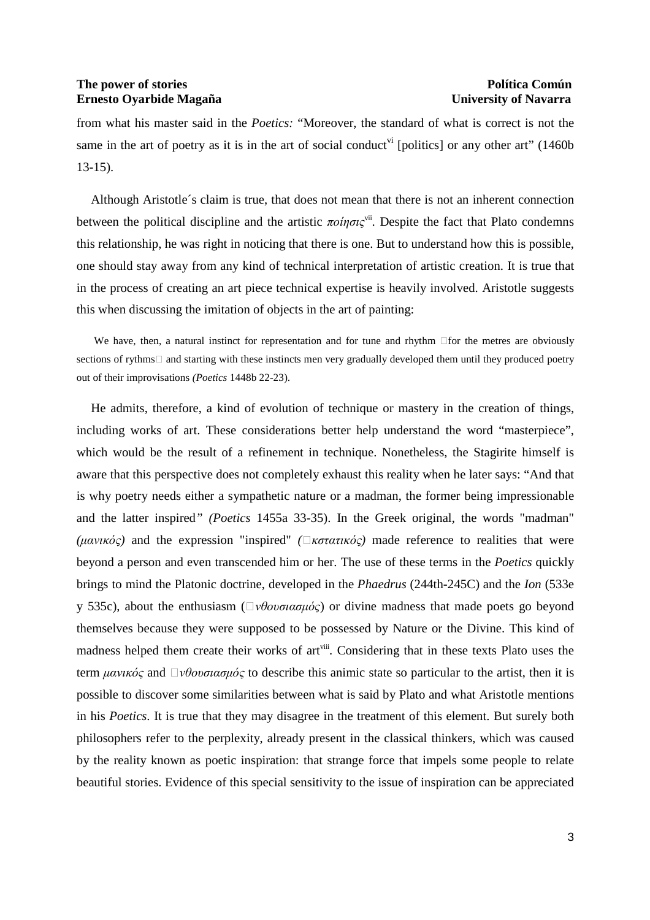from what his master said in the *Poetics:* "Moreover, the standard of what is correct is not the same in the art of poetry as it is in the art of social conduct[vi] [politics] or any other art" (1460b 13-15).

Although Aristotle´s claim is true, that does not mean that there is not an inherent connection between the political discipline and the artistic *ποίησις*[vii]. Despite the fact that Plato condemns this relationship, he was right in noticing that there is one. But to understand how this is possible, one should stay away from any kind of technical interpretation of artistic creation. It is true that in the process of creating an art piece technical expertise is heavily involved. Aristotle suggests this when discussing the imitation of objects in the art of painting:

> We have, then, a natural instinct for representation and for tune and rhythm for the metres are obviously sections of rythms and starting with these instincts men very gradually developed them until they produced poetry out of their improvisations *(Poetics* 1448b 22-23).

He admits, therefore, a kind of evolution of technique or mastery in the creation of things, including works of art. These considerations better help understand the word "masterpiece", which would be the result of a refinement in technique. Nonetheless, the Stagirite himself is aware that this perspective does not completely exhaust this reality when he later says: "And that is why poetry needs either a sympathetic nature or a madman, the former being impressionable and the latter inspired*" (Poetics* 1455a 33-35). In the Greek original, the words "madman" *(μανικός)* and the expression "inspired" *(κστατικός)* made reference to realities that were beyond a person and even transcended him or her. The use of these terms in the *Poetics* quickly brings to mind the Platonic doctrine, developed in the *Phaedrus* (244th-245C) and the *Ion* (533e y 535c), about the enthusiasm (*νθουσιασμός*) or divine madness that made poets go beyond themselves because they were supposed to be possessed by Nature or the Divine. This kind of madness helped them create their works of art[viii]. Considering that in these texts Plato uses the term *μανικός* and *νθουσιασμός* to describe this animic state so particular to the artist, then it is possible to discover some similarities between what is said by Plato and what Aristotle mentions in his *Poetics*. It is true that they may disagree in the treatment of this element. But surely both philosophers refer to the perplexity, already present in the classical thinkers, which was caused by the reality known as poetic inspiration: that strange force that impels some people to relate beautiful stories. Evidence of this special sensitivity to the issue of inspiration can be appreciated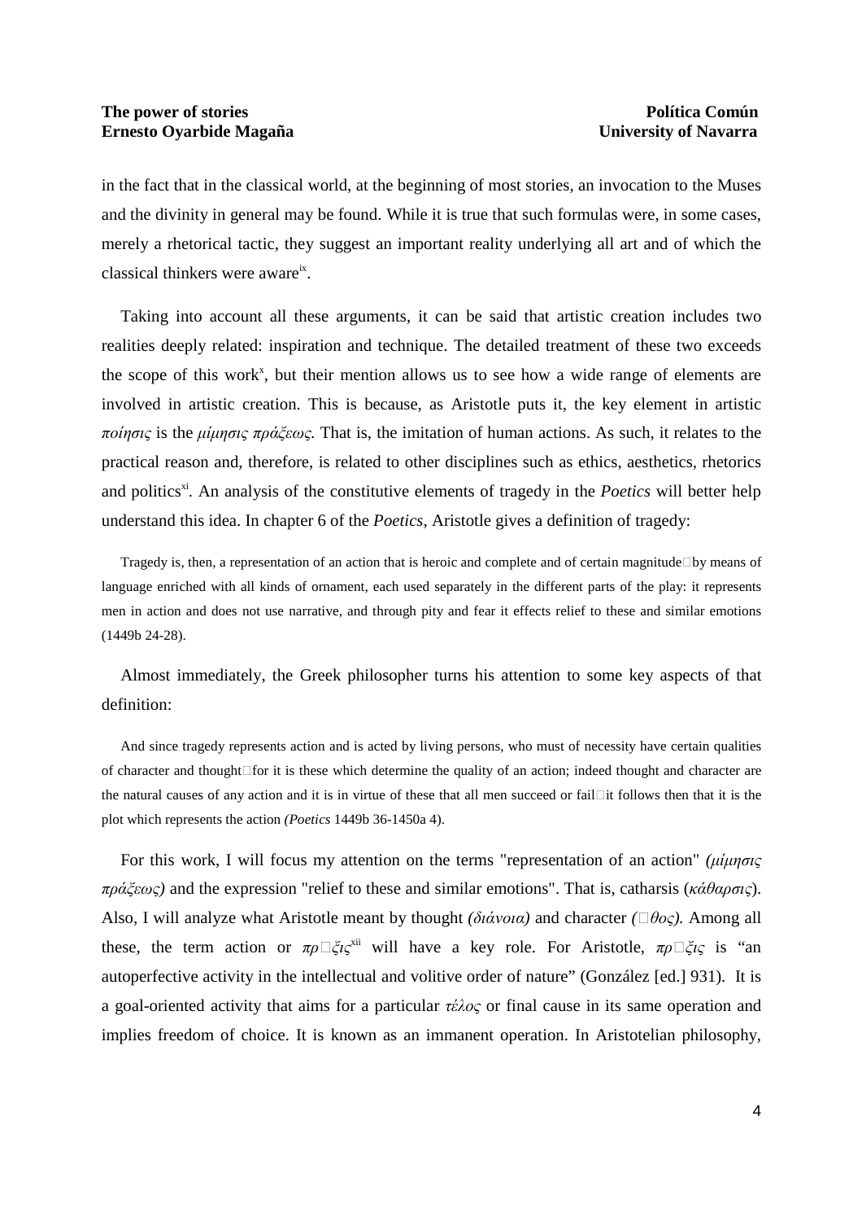in the fact that in the classical world, at the beginning of most stories, an invocation to the Muses and the divinity in general may be found. While it is true that such formulas were, in some cases, merely a rhetorical tactic, they suggest an important reality underlying all art and of which the classical thinkers were aware[ix].

Taking into account all these arguments, it can be said that artistic creation includes two realities deeply related: inspiration and technique. The detailed treatment of these two exceeds the scope of this work[x], but their mention allows us to see how a wide range of elements are involved in artistic creation. This is because, as Aristotle puts it, the key element in artistic *ποίησις* is the *μίμησις πράξεως*. That is, the imitation of human actions. As such, it relates to the practical reason and, therefore, is related to other disciplines such as ethics, aesthetics, rhetorics and politics[xi]. An analysis of the constitutive elements of tragedy in the *Poetics* will better help understand this idea. In chapter 6 of the *Poetics,* Aristotle gives a definition of tragedy:

> Tragedy is, then, a representation of an action that is heroic and complete and of certain magnitude by means of language enriched with all kinds of ornament, each used separately in the different parts of the play: it represents men in action and does not use narrative, and through pity and fear it effects relief to these and similar emotions (1449b 24-28).

Almost immediately, the Greek philosopher turns his attention to some key aspects of that definition:

> And since tragedy represents action and is acted by living persons, who must of necessity have certain qualities of character and thought for it is these which determine the quality of an action; indeed thought and character are the natural causes of any action and it is in virtue of these that all men succeed or fail it follows then that it is the plot which represents the action *(Poetics* 1449b 36-1450a 4).

For this work, I will focus my attention on the terms "representation of an action" *(μίμησις πράξεως)* and the expression "relief to these and similar emotions". That is, catharsis (*κάθαρσις*). Also, I will analyze what Aristotle meant by thought *(διάνοια)* and character *(ἦθος).* Among all these, the term action or *πρᾶξις*[xii] will have a key role. For Aristotle, *πρᾶξις* is "an autoperfective activity in the intellectual and volitive order of nature" (González [ed.] 931). It is a goal-oriented activity that aims for a particular *τέλος* or final cause in its same operation and implies freedom of choice. It is known as an immanent operation. In Aristotelian philosophy,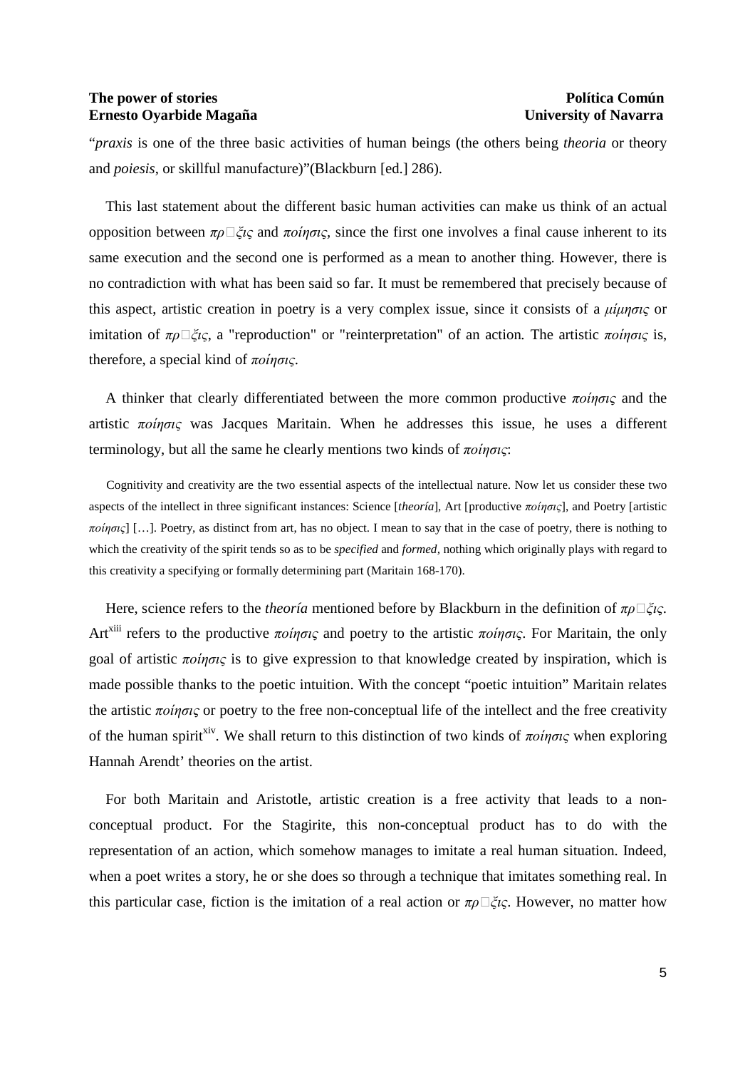"*praxis* is one of the three basic activities of human beings (the others being *theoria* or theory and *poiesis*, or skillful manufacture)"(Blackburn [ed.] 286).

This last statement about the different basic human activities can make us think of an actual opposition between *πρ□ξις* and *ποίησις*, since the first one involves a final cause inherent to its same execution and the second one is performed as a mean to another thing. However, there is no contradiction with what has been said so far. It must be remembered that precisely because of this aspect, artistic creation in poetry is a very complex issue, since it consists of a *μίμησις* or imitation of *πρ□ξις*, a "reproduction" or "reinterpretation" of an action. The artistic *ποίησις* is, therefore, a special kind of *ποίησις*.

A thinker that clearly differentiated between the more common productive *ποίησις* and the artistic *ποίησις* was Jacques Maritain. When he addresses this issue, he uses a different terminology, but all the same he clearly mentions two kinds of *ποίησις*:

> Cognitivity and creativity are the two essential aspects of the intellectual nature. Now let us consider these two aspects of the intellect in three significant instances: Science [*theoría*], Art [productive *ποίησις*], and Poetry [artistic *ποίησις*] […]. Poetry, as distinct from art, has no object. I mean to say that in the case of poetry, there is nothing to which the creativity of the spirit tends so as to be *specified* and *formed*, nothing which originally plays with regard to this creativity a specifying or formally determining part (Maritain 168-170).

Here, science refers to the *theoría* mentioned before by Blackburn in the definition of *πρ□ξις*. Art[xiii] refers to the productive *ποίησις* and poetry to the artistic *ποίησις*. For Maritain, the only goal of artistic *ποίησις* is to give expression to that knowledge created by inspiration, which is made possible thanks to the poetic intuition. With the concept "poetic intuition" Maritain relates the artistic *ποίησις* or poetry to the free non-conceptual life of the intellect and the free creativity of the human spirit[xiv]. We shall return to this distinction of two kinds of *ποίησις* when exploring Hannah Arendt' theories on the artist.

For both Maritain and Aristotle, artistic creation is a free activity that leads to a non-conceptual product. For the Stagirite, this non-conceptual product has to do with the representation of an action, which somehow manages to imitate a real human situation. Indeed, when a poet writes a story, he or she does so through a technique that imitates something real. In this particular case, fiction is the imitation of a real action or *πρ□ξις*. However, no matter how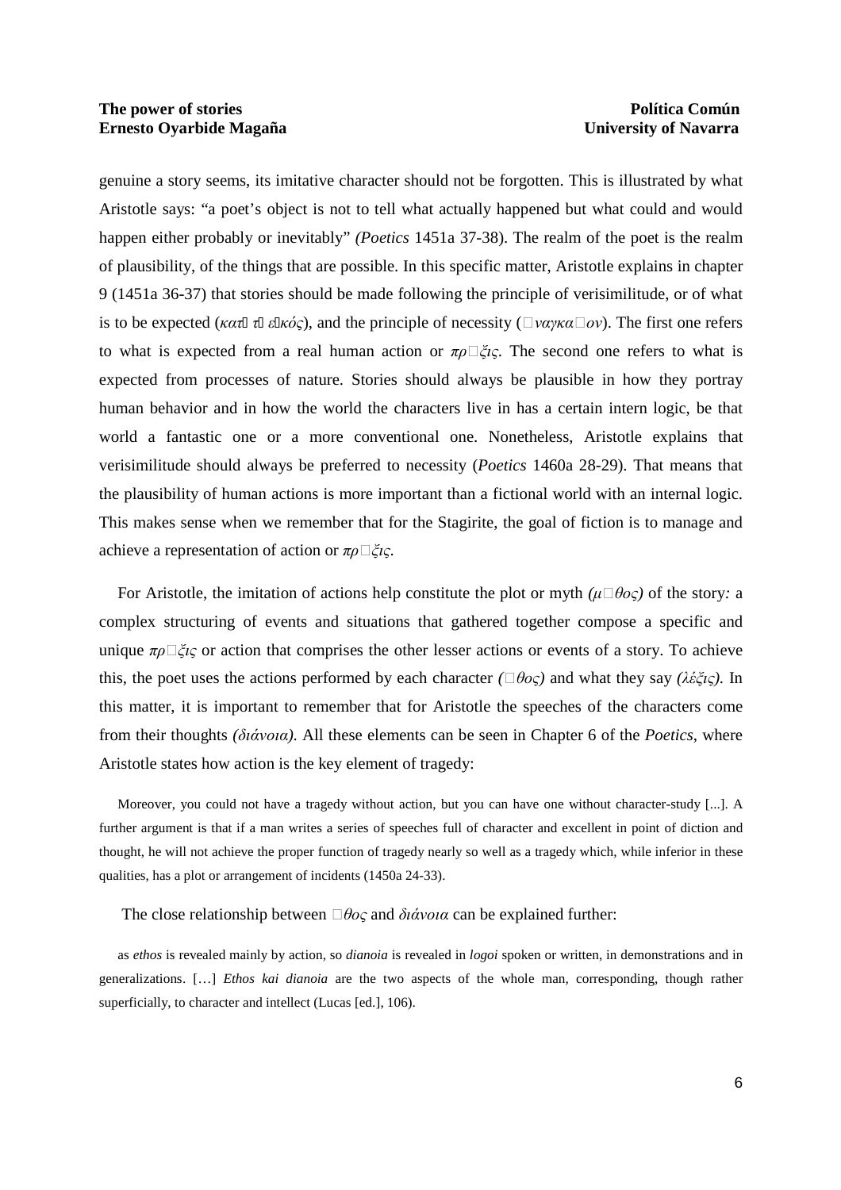genuine a story seems, its imitative character should not be forgotten. This is illustrated by what Aristotle says: "a poet's object is not to tell what actually happened but what could and would happen either probably or inevitably" *(Poetics* 1451a 37-38). The realm of the poet is the realm of plausibility, of the things that are possible. In this specific matter, Aristotle explains in chapter 9 (1451a 36-37) that stories should be made following the principle of verisimilitude, or of what is to be expected (*κατὰ τὸ εἰκός*), and the principle of necessity (*ἀναγκαῖον*). The first one refers to what is expected from a real human action or *πρᾶξις*. The second one refers to what is expected from processes of nature. Stories should always be plausible in how they portray human behavior and in how the world the characters live in has a certain intern logic, be that world a fantastic one or a more conventional one. Nonetheless, Aristotle explains that verisimilitude should always be preferred to necessity (*Poetics* 1460a 28-29). That means that the plausibility of human actions is more important than a fictional world with an internal logic. This makes sense when we remember that for the Stagirite, the goal of fiction is to manage and achieve a representation of action or *πρᾶξις*.

For Aristotle, the imitation of actions help constitute the plot or myth *(μῦθος)* of the story*:* a complex structuring of events and situations that gathered together compose a specific and unique *πρᾶξις* or action that comprises the other lesser actions or events of a story. To achieve this, the poet uses the actions performed by each character *(ἦθος)* and what they say *(λέξις)*. In this matter, it is important to remember that for Aristotle the speeches of the characters come from their thoughts *(διάνοια)*. All these elements can be seen in Chapter 6 of the *Poetics*, where Aristotle states how action is the key element of tragedy:

> Moreover, you could not have a tragedy without action, but you can have one without character-study [...]. A further argument is that if a man writes a series of speeches full of character and excellent in point of diction and thought, he will not achieve the proper function of tragedy nearly so well as a tragedy which, while inferior in these qualities, has a plot or arrangement of incidents (1450a 24-33).

The close relationship between *ἦθος* and *διάνοια* can be explained further:

> as *ethos* is revealed mainly by action, so *dianoia* is revealed in *logoi* spoken or written, in demonstrations and in generalizations. […] *Ethos kai dianoia* are the two aspects of the whole man, corresponding, though rather superficially, to character and intellect (Lucas [ed.], 106).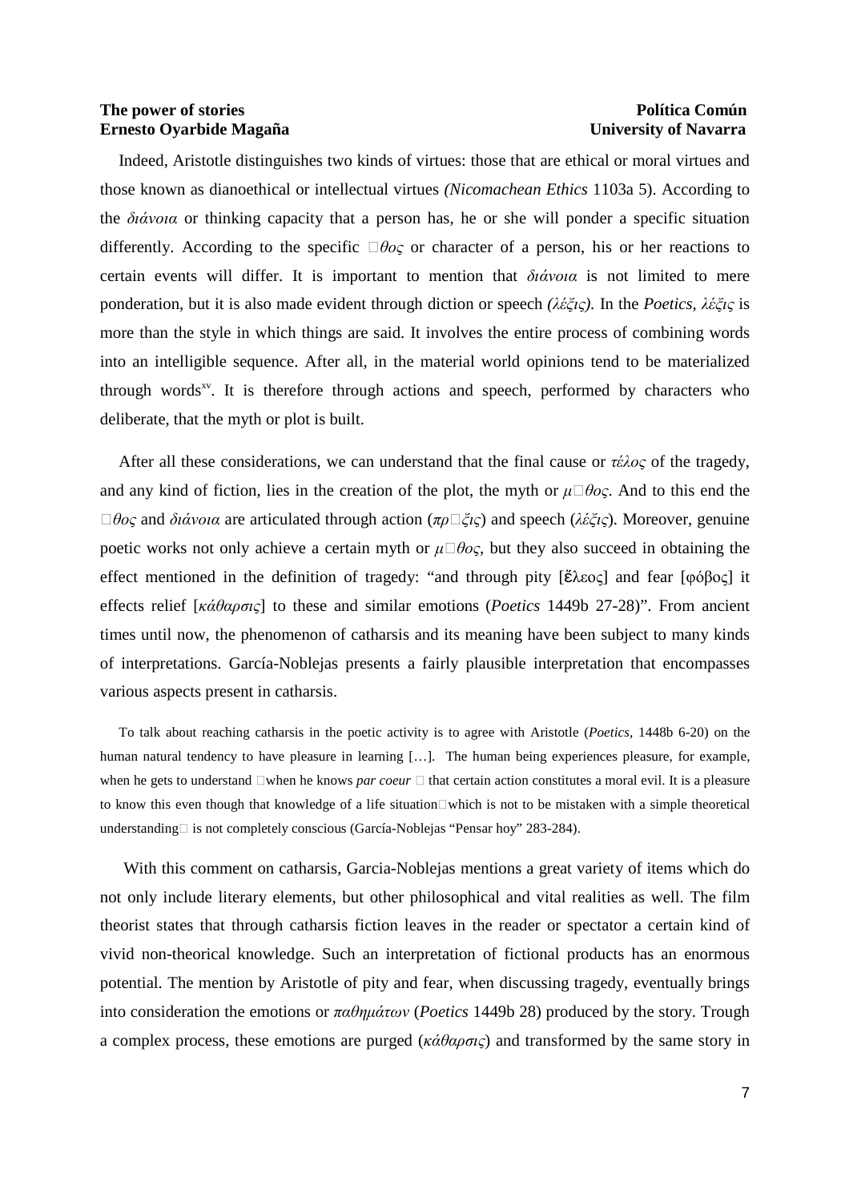Indeed, Aristotle distinguishes two kinds of virtues: those that are ethical or moral virtues and those known as dianoethical or intellectual virtues *(Nicomachean Ethics* 1103a 5). According to the *διάνοια* or thinking capacity that a person has, he or she will ponder a specific situation differently. According to the specific *ἦθος* or character of a person, his or her reactions to certain events will differ. It is important to mention that *διάνοια* is not limited to mere ponderation, but it is also made evident through diction or speech *(λέξις).* In the *Poetics*, *λέξις* is more than the style in which things are said. It involves the entire process of combining words into an intelligible sequence. After all, in the material world opinions tend to be materialized through words[xv]. It is therefore through actions and speech, performed by characters who deliberate, that the myth or plot is built.

After all these considerations, we can understand that the final cause or *τέλος* of the tragedy, and any kind of fiction, lies in the creation of the plot, the myth or *μῦθος*. And to this end the *ἦθος* and *διάνοια* are articulated through action (*πρᾶξις*) and speech (*λέξις*). Moreover, genuine poetic works not only achieve a certain myth or *μῦθος*, but they also succeed in obtaining the effect mentioned in the definition of tragedy: "and through pity [ἔλεος] and fear [φόβος] it effects relief [*κάθαρσις*] to these and similar emotions (*Poetics* 1449b 27-28)". From ancient times until now, the phenomenon of catharsis and its meaning have been subject to many kinds of interpretations. García-Noblejas presents a fairly plausible interpretation that encompasses various aspects present in catharsis.

> To talk about reaching catharsis in the poetic activity is to agree with Aristotle (*Poetics*, 1448b 6-20) on the human natural tendency to have pleasure in learning […]. The human being experiences pleasure, for example, when he gets to understand —when he knows *par coeur* — that certain action constitutes a moral evil. It is a pleasure to know this even though that knowledge of a life situation—which is not to be mistaken with a simple theoretical understanding— is not completely conscious (García-Noblejas "Pensar hoy" 283-284).

With this comment on catharsis, Garcia-Noblejas mentions a great variety of items which do not only include literary elements, but other philosophical and vital realities as well. The film theorist states that through catharsis fiction leaves in the reader or spectator a certain kind of vivid non-theorical knowledge. Such an interpretation of fictional products has an enormous potential. The mention by Aristotle of pity and fear, when discussing tragedy, eventually brings into consideration the emotions or *παθημάτων* (*Poetics* 1449b 28) produced by the story. Trough a complex process, these emotions are purged (*κάθαρσις*) and transformed by the same story in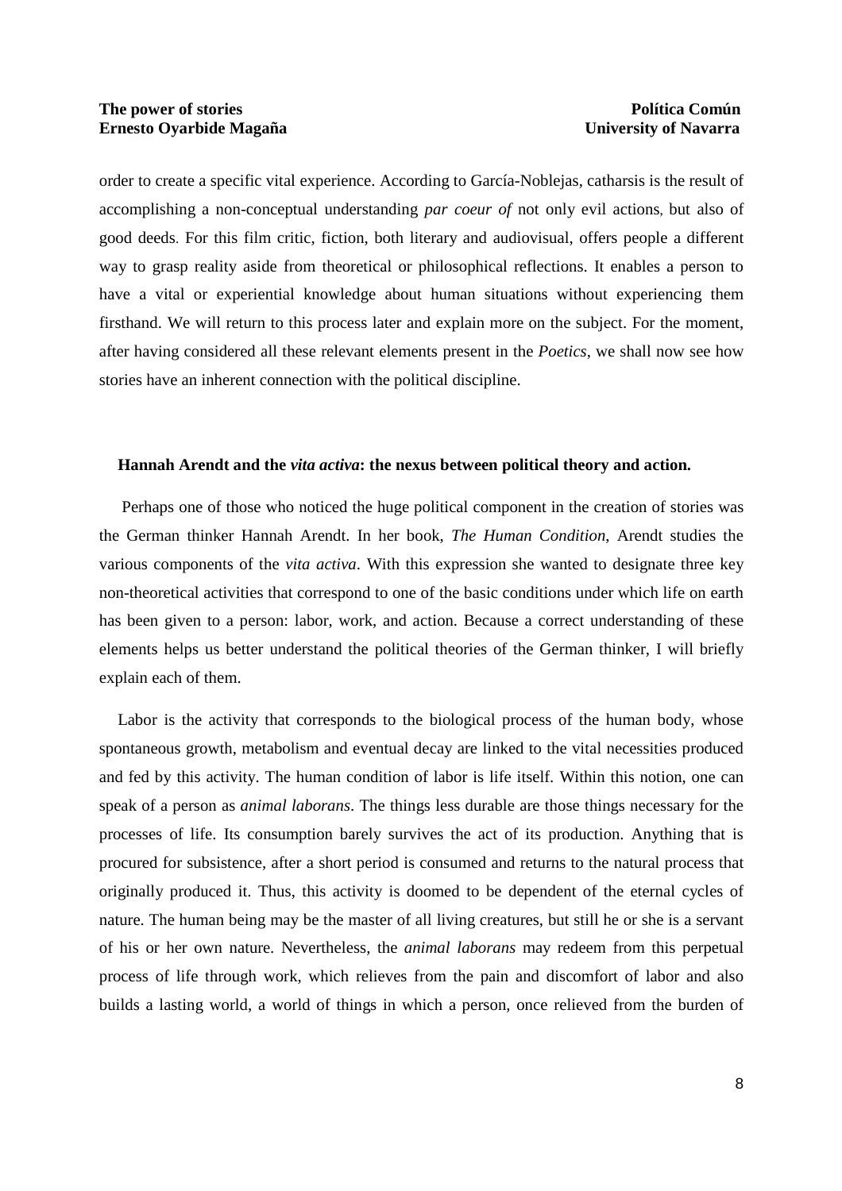order to create a specific vital experience. According to García-Noblejas, catharsis is the result of accomplishing a non-conceptual understanding *par coeur of* not only evil actions, but also of good deeds. For this film critic, fiction, both literary and audiovisual, offers people a different way to grasp reality aside from theoretical or philosophical reflections. It enables a person to have a vital or experiential knowledge about human situations without experiencing them firsthand. We will return to this process later and explain more on the subject. For the moment, after having considered all these relevant elements present in the *Poetics*, we shall now see how stories have an inherent connection with the political discipline.

## Hannah Arendt and the *vita activa*: the nexus between political theory and action.

Perhaps one of those who noticed the huge political component in the creation of stories was the German thinker Hannah Arendt. In her book, *The Human Condition*, Arendt studies the various components of the *vita activa*. With this expression she wanted to designate three key non-theoretical activities that correspond to one of the basic conditions under which life on earth has been given to a person: labor, work, and action. Because a correct understanding of these elements helps us better understand the political theories of the German thinker, I will briefly explain each of them.

Labor is the activity that corresponds to the biological process of the human body, whose spontaneous growth, metabolism and eventual decay are linked to the vital necessities produced and fed by this activity. The human condition of labor is life itself. Within this notion, one can speak of a person as *animal laborans*. The things less durable are those things necessary for the processes of life. Its consumption barely survives the act of its production. Anything that is procured for subsistence, after a short period is consumed and returns to the natural process that originally produced it. Thus, this activity is doomed to be dependent of the eternal cycles of nature. The human being may be the master of all living creatures, but still he or she is a servant of his or her own nature. Nevertheless, the *animal laborans* may redeem from this perpetual process of life through work, which relieves from the pain and discomfort of labor and also builds a lasting world, a world of things in which a person, once relieved from the burden of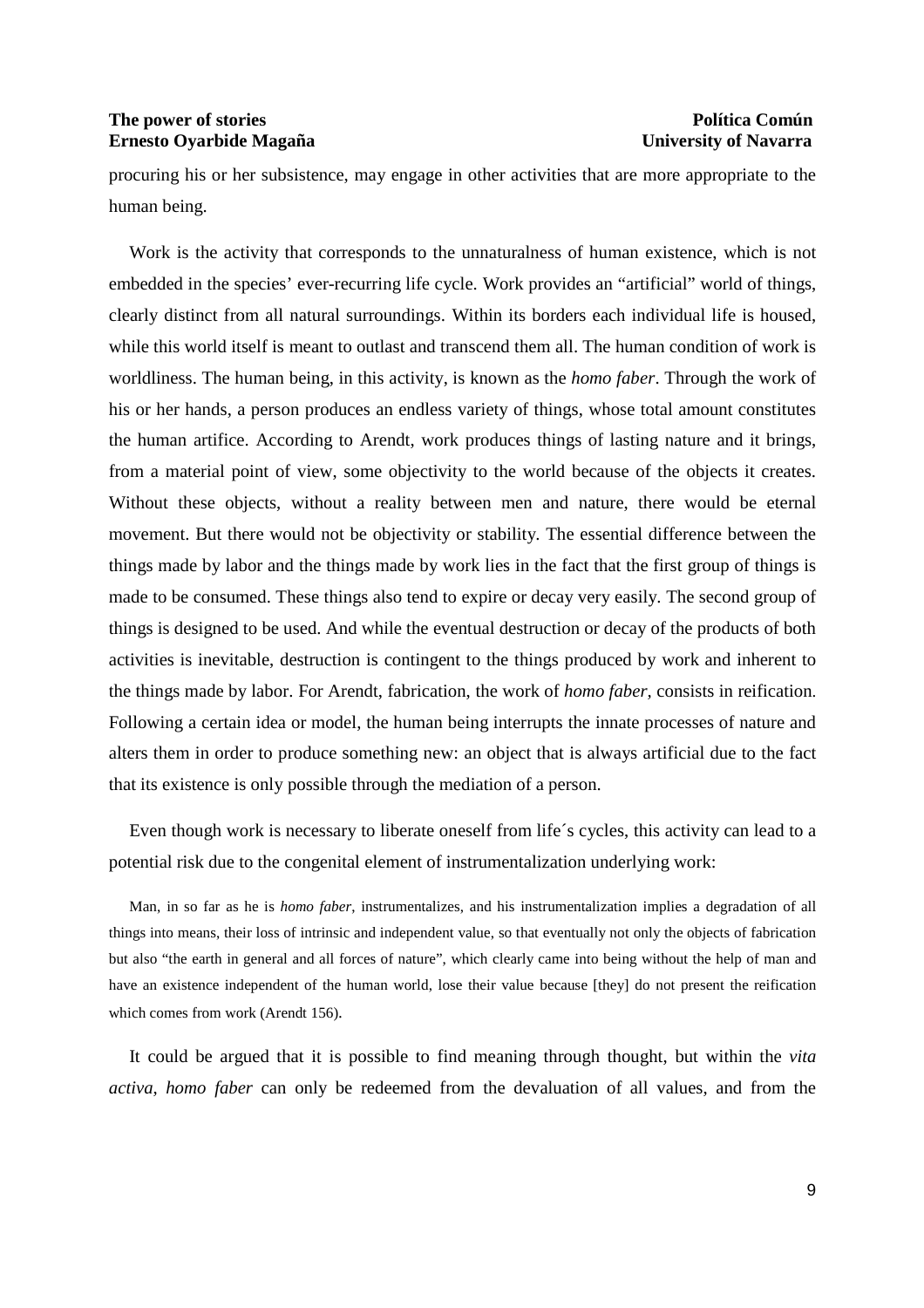procuring his or her subsistence, may engage in other activities that are more appropriate to the human being.

Work is the activity that corresponds to the unnaturalness of human existence, which is not embedded in the species' ever-recurring life cycle. Work provides an "artificial" world of things, clearly distinct from all natural surroundings. Within its borders each individual life is housed, while this world itself is meant to outlast and transcend them all. The human condition of work is worldliness. The human being, in this activity, is known as the *homo faber*. Through the work of his or her hands, a person produces an endless variety of things, whose total amount constitutes the human artifice. According to Arendt, work produces things of lasting nature and it brings, from a material point of view, some objectivity to the world because of the objects it creates. Without these objects, without a reality between men and nature, there would be eternal movement. But there would not be objectivity or stability. The essential difference between the things made by labor and the things made by work lies in the fact that the first group of things is made to be consumed. These things also tend to expire or decay very easily. The second group of things is designed to be used. And while the eventual destruction or decay of the products of both activities is inevitable, destruction is contingent to the things produced by work and inherent to the things made by labor. For Arendt, fabrication, the work of *homo faber*, consists in reification. Following a certain idea or model, the human being interrupts the innate processes of nature and alters them in order to produce something new: an object that is always artificial due to the fact that its existence is only possible through the mediation of a person.

Even though work is necessary to liberate oneself from life´s cycles, this activity can lead to a potential risk due to the congenital element of instrumentalization underlying work:

> Man, in so far as he is *homo faber*, instrumentalizes, and his instrumentalization implies a degradation of all things into means, their loss of intrinsic and independent value, so that eventually not only the objects of fabrication but also "the earth in general and all forces of nature", which clearly came into being without the help of man and have an existence independent of the human world, lose their value because [they] do not present the reification which comes from work (Arendt 156).

It could be argued that it is possible to find meaning through thought, but within the *vita activa*, *homo faber* can only be redeemed from the devaluation of all values, and from the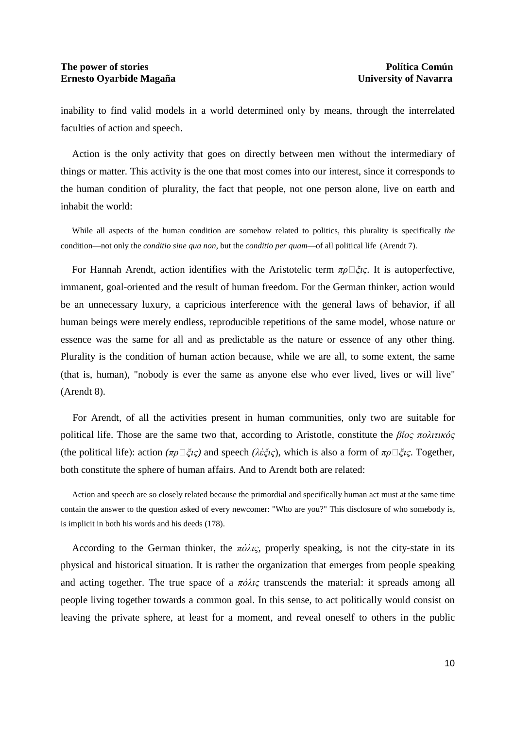inability to find valid models in a world determined only by means, through the interrelated faculties of action and speech.

Action is the only activity that goes on directly between men without the intermediary of things or matter. This activity is the one that most comes into our interest, since it corresponds to the human condition of plurality, the fact that people, not one person alone, live on earth and inhabit the world:

> While all aspects of the human condition are somehow related to politics, this plurality is specifically *the* condition—not only the *conditio sine qua non*, but the *conditio per quam*—of all political life (Arendt 7).

For Hannah Arendt, action identifies with the Aristotelic term *πρ*□*ξις*. It is autoperfective, immanent, goal-oriented and the result of human freedom. For the German thinker, action would be an unnecessary luxury, a capricious interference with the general laws of behavior, if all human beings were merely endless, reproducible repetitions of the same model, whose nature or essence was the same for all and as predictable as the nature or essence of any other thing. Plurality is the condition of human action because, while we are all, to some extent, the same (that is, human), "nobody is ever the same as anyone else who ever lived, lives or will live" (Arendt 8).

For Arendt, of all the activities present in human communities, only two are suitable for political life. Those are the same two that, according to Aristotle, constitute the *βίος πολιτικός* (the political life): action *(πρ*□*ξις)* and speech *(λέξις*), which is also a form of *πρ*□*ξις*. Together, both constitute the sphere of human affairs. And to Arendt both are related:

> Action and speech are so closely related because the primordial and specifically human act must at the same time contain the answer to the question asked of every newcomer: "Who are you?" This disclosure of who somebody is, is implicit in both his words and his deeds (178).

According to the German thinker, the *πόλις*, properly speaking, is not the city-state in its physical and historical situation. It is rather the organization that emerges from people speaking and acting together. The true space of a *πόλις* transcends the material: it spreads among all people living together towards a common goal. In this sense, to act politically would consist on leaving the private sphere, at least for a moment, and reveal oneself to others in the public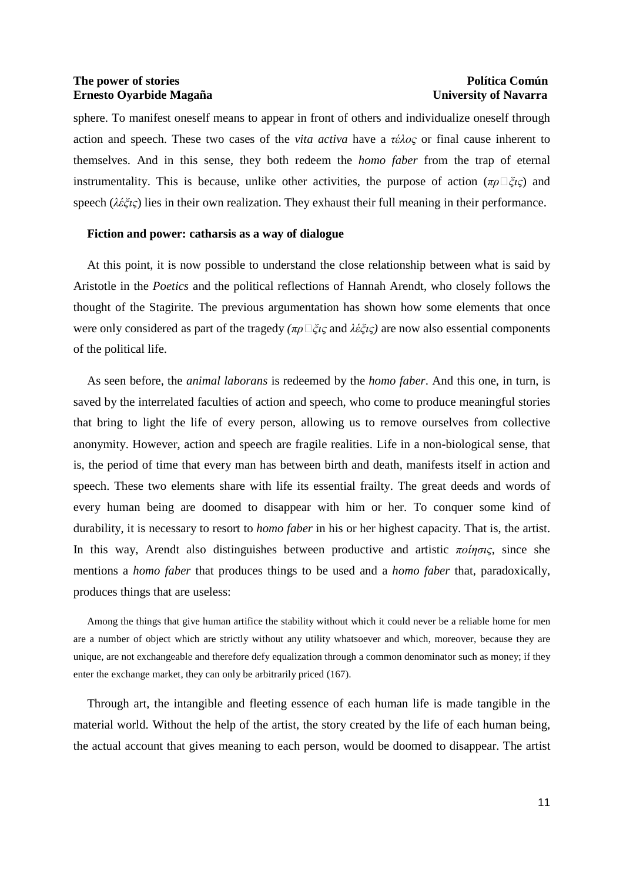sphere. To manifest oneself means to appear in front of others and individualize oneself through action and speech. These two cases of the *vita activa* have a *τέλος* or final cause inherent to themselves. And in this sense, they both redeem the *homo faber* from the trap of eternal instrumentality. This is because, unlike other activities, the purpose of action (*πρ□ξις*) and speech (*λέξις*) lies in their own realization. They exhaust their full meaning in their performance.

### Fiction and power: catharsis as a way of dialogue

At this point, it is now possible to understand the close relationship between what is said by Aristotle in the *Poetics* and the political reflections of Hannah Arendt, who closely follows the thought of the Stagirite. The previous argumentation has shown how some elements that once were only considered as part of the tragedy *(πρ□ξις* and *λέξις)* are now also essential components of the political life.

As seen before, the *animal laborans* is redeemed by the *homo faber*. And this one, in turn, is saved by the interrelated faculties of action and speech, who come to produce meaningful stories that bring to light the life of every person, allowing us to remove ourselves from collective anonymity. However, action and speech are fragile realities. Life in a non-biological sense, that is, the period of time that every man has between birth and death, manifests itself in action and speech. These two elements share with life its essential frailty. The great deeds and words of every human being are doomed to disappear with him or her. To conquer some kind of durability, it is necessary to resort to *homo faber* in his or her highest capacity. That is, the artist. In this way, Arendt also distinguishes between productive and artistic *ποίησις*, since she mentions a *homo faber* that produces things to be used and a *homo faber* that, paradoxically, produces things that are useless:

> Among the things that give human artifice the stability without which it could never be a reliable home for men are a number of object which are strictly without any utility whatsoever and which, moreover, because they are unique, are not exchangeable and therefore defy equalization through a common denominator such as money; if they enter the exchange market, they can only be arbitrarily priced (167).

Through art, the intangible and fleeting essence of each human life is made tangible in the material world. Without the help of the artist, the story created by the life of each human being, the actual account that gives meaning to each person, would be doomed to disappear. The artist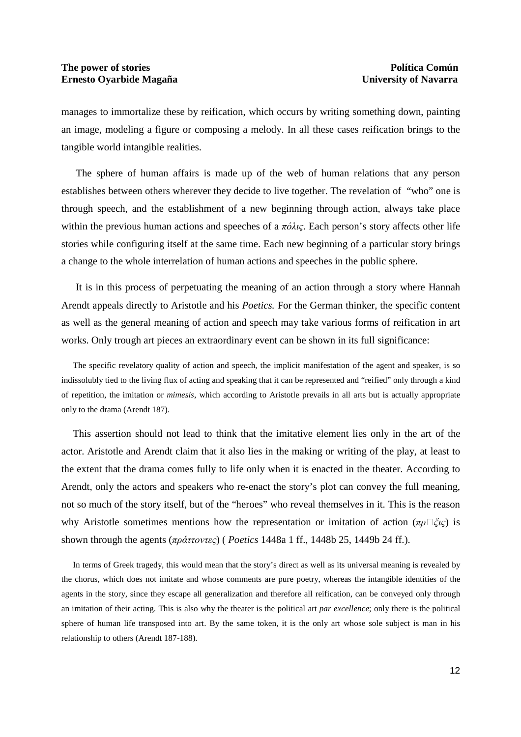manages to immortalize these by reification, which occurs by writing something down, painting an image, modeling a figure or composing a melody. In all these cases reification brings to the tangible world intangible realities.

The sphere of human affairs is made up of the web of human relations that any person establishes between others wherever they decide to live together. The revelation of "who" one is through speech, and the establishment of a new beginning through action, always take place within the previous human actions and speeches of a *πόλις*. Each person's story affects other life stories while configuring itself at the same time. Each new beginning of a particular story brings a change to the whole interrelation of human actions and speeches in the public sphere.

It is in this process of perpetuating the meaning of an action through a story where Hannah Arendt appeals directly to Aristotle and his *Poetics.* For the German thinker, the specific content as well as the general meaning of action and speech may take various forms of reification in art works. Only trough art pieces an extraordinary event can be shown in its full significance:

> The specific revelatory quality of action and speech, the implicit manifestation of the agent and speaker, is so indissolubly tied to the living flux of acting and speaking that it can be represented and "reified" only through a kind of repetition, the imitation or *mimesis*, which according to Aristotle prevails in all arts but is actually appropriate only to the drama (Arendt 187).

This assertion should not lead to think that the imitative element lies only in the art of the actor. Aristotle and Arendt claim that it also lies in the making or writing of the play, at least to the extent that the drama comes fully to life only when it is enacted in the theater. According to Arendt, only the actors and speakers who re-enact the story's plot can convey the full meaning, not so much of the story itself, but of the "heroes" who reveal themselves in it. This is the reason why Aristotle sometimes mentions how the representation or imitation of action (*πρ□ξις*) is shown through the agents (*πράττοντες*) ( *Poetics* 1448a 1 ff., 1448b 25, 1449b 24 ff.).

> In terms of Greek tragedy, this would mean that the story's direct as well as its universal meaning is revealed by the chorus, which does not imitate and whose comments are pure poetry, whereas the intangible identities of the agents in the story, since they escape all generalization and therefore all reification, can be conveyed only through an imitation of their acting. This is also why the theater is the political art *par excellence*; only there is the political sphere of human life transposed into art. By the same token, it is the only art whose sole subject is man in his relationship to others (Arendt 187-188).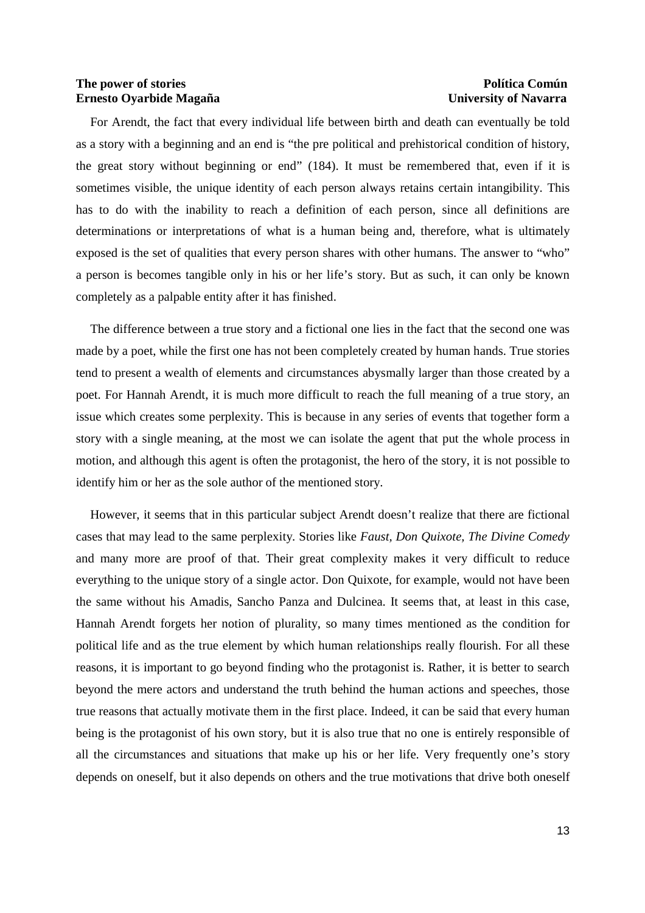For Arendt, the fact that every individual life between birth and death can eventually be told as a story with a beginning and an end is "the pre political and prehistorical condition of history, the great story without beginning or end" (184). It must be remembered that, even if it is sometimes visible, the unique identity of each person always retains certain intangibility. This has to do with the inability to reach a definition of each person, since all definitions are determinations or interpretations of what is a human being and, therefore, what is ultimately exposed is the set of qualities that every person shares with other humans. The answer to "who" a person is becomes tangible only in his or her life's story. But as such, it can only be known completely as a palpable entity after it has finished.

The difference between a true story and a fictional one lies in the fact that the second one was made by a poet, while the first one has not been completely created by human hands. True stories tend to present a wealth of elements and circumstances abysmally larger than those created by a poet. For Hannah Arendt, it is much more difficult to reach the full meaning of a true story, an issue which creates some perplexity. This is because in any series of events that together form a story with a single meaning, at the most we can isolate the agent that put the whole process in motion, and although this agent is often the protagonist, the hero of the story, it is not possible to identify him or her as the sole author of the mentioned story.

However, it seems that in this particular subject Arendt doesn't realize that there are fictional cases that may lead to the same perplexity. Stories like *Faust, Don Quixote, The Divine Comedy* and many more are proof of that. Their great complexity makes it very difficult to reduce everything to the unique story of a single actor. Don Quixote, for example, would not have been the same without his Amadis, Sancho Panza and Dulcinea. It seems that, at least in this case, Hannah Arendt forgets her notion of plurality, so many times mentioned as the condition for political life and as the true element by which human relationships really flourish. For all these reasons, it is important to go beyond finding who the protagonist is. Rather, it is better to search beyond the mere actors and understand the truth behind the human actions and speeches, those true reasons that actually motivate them in the first place. Indeed, it can be said that every human being is the protagonist of his own story, but it is also true that no one is entirely responsible of all the circumstances and situations that make up his or her life. Very frequently one's story depends on oneself, but it also depends on others and the true motivations that drive both oneself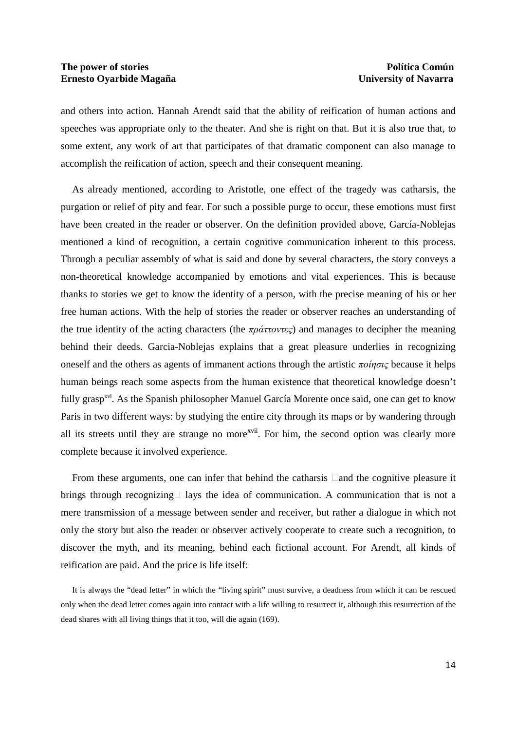and others into action. Hannah Arendt said that the ability of reification of human actions and speeches was appropriate only to the theater. And she is right on that. But it is also true that, to some extent, any work of art that participates of that dramatic component can also manage to accomplish the reification of action, speech and their consequent meaning.

As already mentioned, according to Aristotle, one effect of the tragedy was catharsis, the purgation or relief of pity and fear. For such a possible purge to occur, these emotions must first have been created in the reader or observer. On the definition provided above, García-Noblejas mentioned a kind of recognition, a certain cognitive communication inherent to this process. Through a peculiar assembly of what is said and done by several characters, the story conveys a non-theoretical knowledge accompanied by emotions and vital experiences. This is because thanks to stories we get to know the identity of a person, with the precise meaning of his or her free human actions. With the help of stories the reader or observer reaches an understanding of the true identity of the acting characters (the *πράττοντες*) and manages to decipher the meaning behind their deeds. Garcia-Noblejas explains that a great pleasure underlies in recognizing oneself and the others as agents of immanent actions through the artistic *ποίησις* because it helps human beings reach some aspects from the human existence that theoretical knowledge doesn't fully grasp[xvi]. As the Spanish philosopher Manuel García Morente once said, one can get to know Paris in two different ways: by studying the entire city through its maps or by wandering through all its streets until they are strange no more[xvii]. For him, the second option was clearly more complete because it involved experience.

From these arguments, one can infer that behind the catharsis and the cognitive pleasure it brings through recognizing lays the idea of communication. A communication that is not a mere transmission of a message between sender and receiver, but rather a dialogue in which not only the story but also the reader or observer actively cooperate to create such a recognition, to discover the myth, and its meaning, behind each fictional account. For Arendt, all kinds of reification are paid. And the price is life itself:

> It is always the "dead letter" in which the "living spirit" must survive, a deadness from which it can be rescued only when the dead letter comes again into contact with a life willing to resurrect it, although this resurrection of the dead shares with all living things that it too, will die again (169).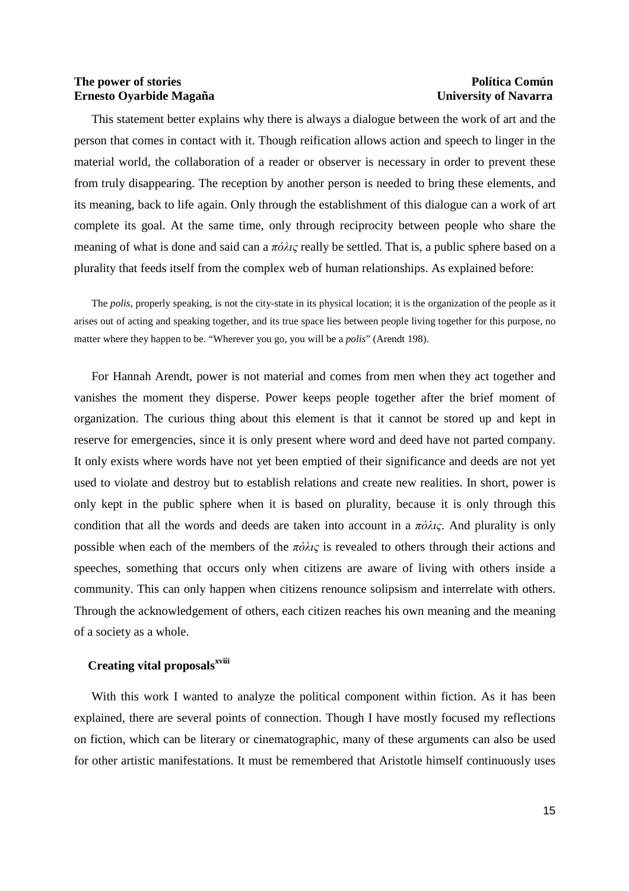This statement better explains why there is always a dialogue between the work of art and the person that comes in contact with it. Though reification allows action and speech to linger in the material world, the collaboration of a reader or observer is necessary in order to prevent these from truly disappearing. The reception by another person is needed to bring these elements, and its meaning, back to life again. Only through the establishment of this dialogue can a work of art complete its goal. At the same time, only through reciprocity between people who share the meaning of what is done and said can a *πόλις* really be settled. That is, a public sphere based on a plurality that feeds itself from the complex web of human relationships. As explained before:

> The *polis*, properly speaking, is not the city-state in its physical location; it is the organization of the people as it arises out of acting and speaking together, and its true space lies between people living together for this purpose, no matter where they happen to be. "Wherever you go, you will be a *polis*" (Arendt 198).

For Hannah Arendt, power is not material and comes from men when they act together and vanishes the moment they disperse. Power keeps people together after the brief moment of organization. The curious thing about this element is that it cannot be stored up and kept in reserve for emergencies, since it is only present where word and deed have not parted company. It only exists where words have not yet been emptied of their significance and deeds are not yet used to violate and destroy but to establish relations and create new realities. In short, power is only kept in the public sphere when it is based on plurality, because it is only through this condition that all the words and deeds are taken into account in a *πόλις*. And plurality is only possible when each of the members of the *πόλις* is revealed to others through their actions and speeches, something that occurs only when citizens are aware of living with others inside a community. This can only happen when citizens renounce solipsism and interrelate with others. Through the acknowledgement of others, each citizen reaches his own meaning and the meaning of a society as a whole.

## Creating vital proposals[xviii]

With this work I wanted to analyze the political component within fiction. As it has been explained, there are several points of connection. Though I have mostly focused my reflections on fiction, which can be literary or cinematographic, many of these arguments can also be used for other artistic manifestations. It must be remembered that Aristotle himself continuously uses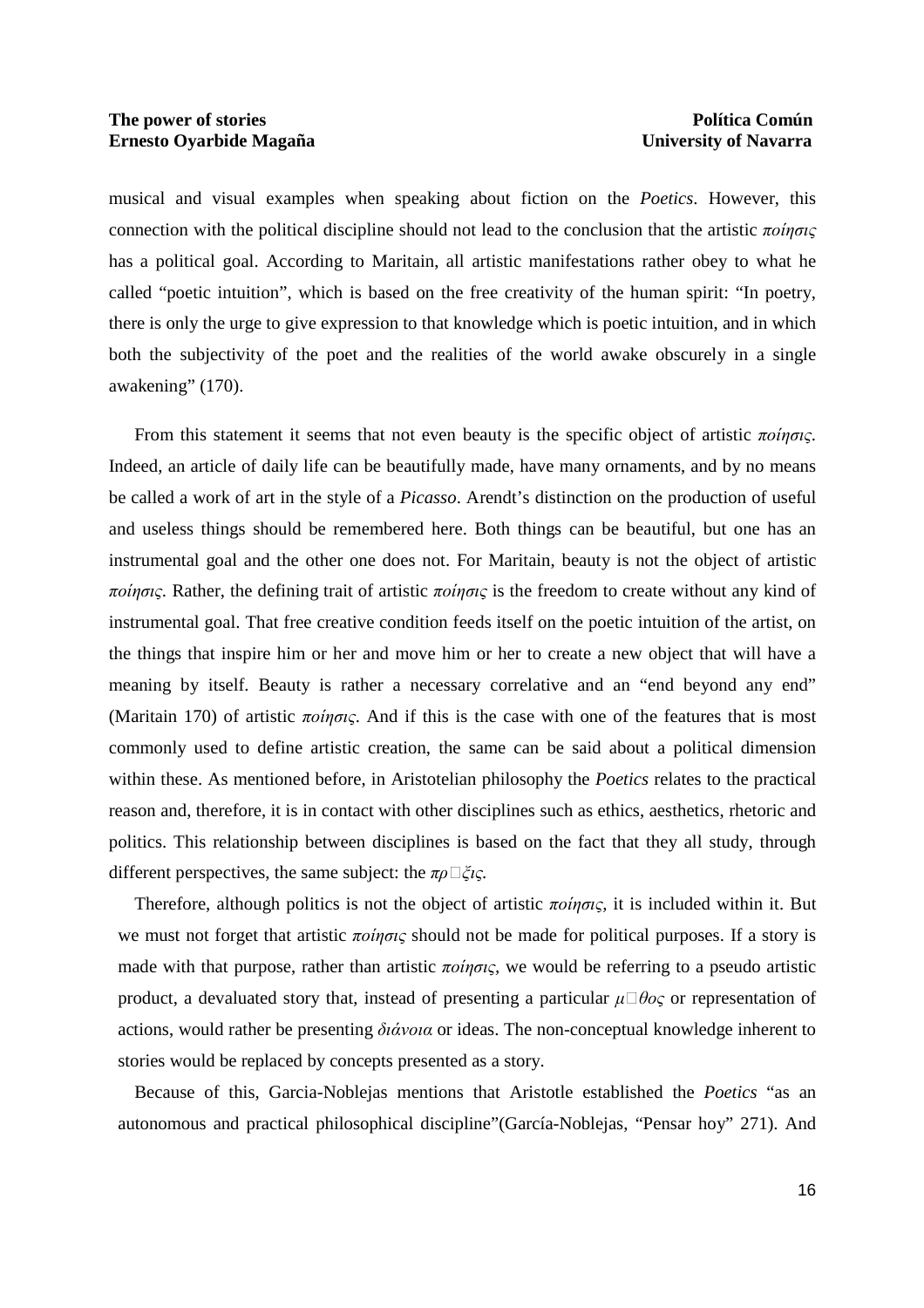musical and visual examples when speaking about fiction on the *Poetics*. However, this connection with the political discipline should not lead to the conclusion that the artistic *ποίησις* has a political goal. According to Maritain, all artistic manifestations rather obey to what he called "poetic intuition", which is based on the free creativity of the human spirit: "In poetry, there is only the urge to give expression to that knowledge which is poetic intuition, and in which both the subjectivity of the poet and the realities of the world awake obscurely in a single awakening" (170).

From this statement it seems that not even beauty is the specific object of artistic *ποίησις*. Indeed, an article of daily life can be beautifully made, have many ornaments, and by no means be called a work of art in the style of a *Picasso*. Arendt's distinction on the production of useful and useless things should be remembered here. Both things can be beautiful, but one has an instrumental goal and the other one does not. For Maritain, beauty is not the object of artistic *ποίησις*. Rather, the defining trait of artistic *ποίησις* is the freedom to create without any kind of instrumental goal. That free creative condition feeds itself on the poetic intuition of the artist, on the things that inspire him or her and move him or her to create a new object that will have a meaning by itself. Beauty is rather a necessary correlative and an "end beyond any end" (Maritain 170) of artistic *ποίησις*. And if this is the case with one of the features that is most commonly used to define artistic creation, the same can be said about a political dimension within these. As mentioned before, in Aristotelian philosophy the *Poetics* relates to the practical reason and, therefore, it is in contact with other disciplines such as ethics, aesthetics, rhetoric and politics. This relationship between disciplines is based on the fact that they all study, through different perspectives, the same subject: the *πρ□ξις*.

Therefore, although politics is not the object of artistic *ποίησις*, it is included within it. But we must not forget that artistic *ποίησις* should not be made for political purposes. If a story is made with that purpose, rather than artistic *ποίησις*, we would be referring to a pseudo artistic product, a devaluated story that, instead of presenting a particular *μ□θος* or representation of actions, would rather be presenting *διάνοια* or ideas. The non-conceptual knowledge inherent to stories would be replaced by concepts presented as a story.

Because of this, Garcia-Noblejas mentions that Aristotle established the *Poetics* "as an autonomous and practical philosophical discipline"(García-Noblejas, "Pensar hoy" 271). And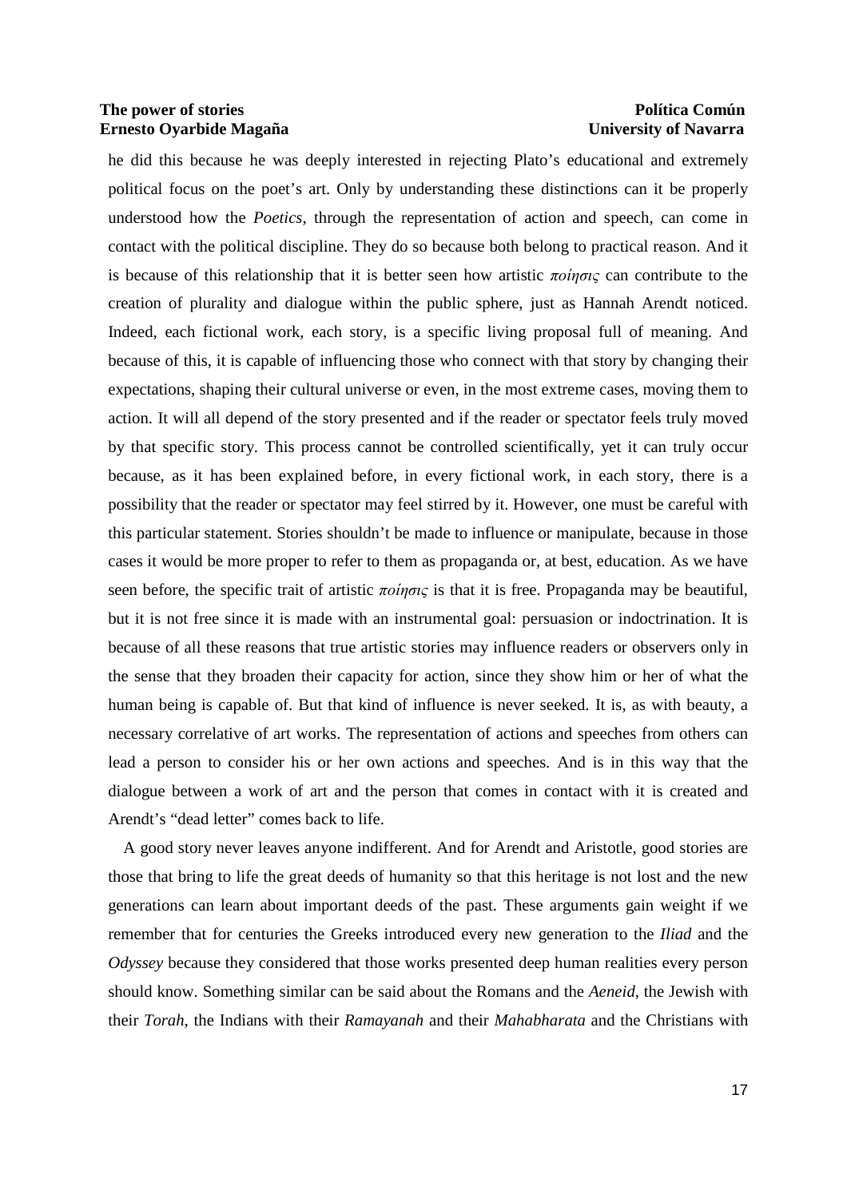he did this because he was deeply interested in rejecting Plato's educational and extremely political focus on the poet's art. Only by understanding these distinctions can it be properly understood how the *Poetics*, through the representation of action and speech, can come in contact with the political discipline. They do so because both belong to practical reason. And it is because of this relationship that it is better seen how artistic *ποίησις* can contribute to the creation of plurality and dialogue within the public sphere, just as Hannah Arendt noticed. Indeed, each fictional work, each story, is a specific living proposal full of meaning. And because of this, it is capable of influencing those who connect with that story by changing their expectations, shaping their cultural universe or even, in the most extreme cases, moving them to action. It will all depend of the story presented and if the reader or spectator feels truly moved by that specific story. This process cannot be controlled scientifically, yet it can truly occur because, as it has been explained before, in every fictional work, in each story, there is a possibility that the reader or spectator may feel stirred by it. However, one must be careful with this particular statement. Stories shouldn't be made to influence or manipulate, because in those cases it would be more proper to refer to them as propaganda or, at best, education. As we have seen before, the specific trait of artistic *ποίησις* is that it is free. Propaganda may be beautiful, but it is not free since it is made with an instrumental goal: persuasion or indoctrination. It is because of all these reasons that true artistic stories may influence readers or observers only in the sense that they broaden their capacity for action, since they show him or her of what the human being is capable of. But that kind of influence is never seeked. It is, as with beauty, a necessary correlative of art works. The representation of actions and speeches from others can lead a person to consider his or her own actions and speeches. And is in this way that the dialogue between a work of art and the person that comes in contact with it is created and Arendt's "dead letter" comes back to life.

A good story never leaves anyone indifferent. And for Arendt and Aristotle, good stories are those that bring to life the great deeds of humanity so that this heritage is not lost and the new generations can learn about important deeds of the past. These arguments gain weight if we remember that for centuries the Greeks introduced every new generation to the *Iliad* and the *Odyssey* because they considered that those works presented deep human realities every person should know. Something similar can be said about the Romans and the *Aeneid*, the Jewish with their *Torah*, the Indians with their *Ramayanah* and their *Mahabharata* and the Christians with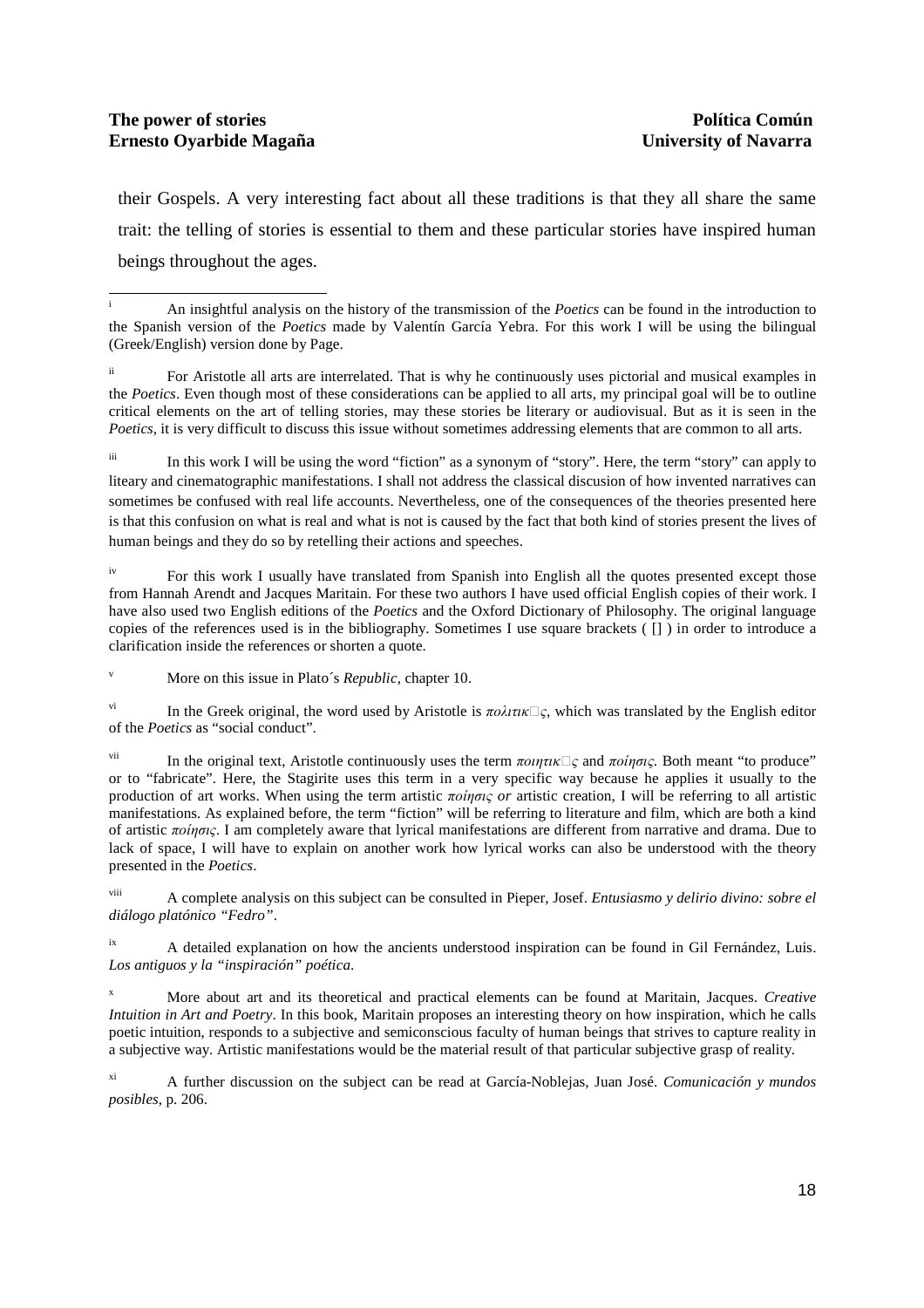their Gospels. A very interesting fact about all these traditions is that they all share the same trait: the telling of stories is essential to them and these particular stories have inspired human beings throughout the ages.

---

[i] An insightful analysis on the history of the transmission of the *Poetics* can be found in the introduction to the Spanish version of the *Poetics* made by Valentín García Yebra. For this work I will be using the bilingual (Greek/English) version done by Page.

[ii] For Aristotle all arts are interrelated. That is why he continuously uses pictorial and musical examples in the *Poetics*. Even though most of these considerations can be applied to all arts, my principal goal will be to outline critical elements on the art of telling stories, may these stories be literary or audiovisual. But as it is seen in the *Poetics*, it is very difficult to discuss this issue without sometimes addressing elements that are common to all arts.

[iii] In this work I will be using the word "fiction" as a synonym of "story". Here, the term "story" can apply to liteary and cinematographic manifestations. I shall not address the classical discusion of how invented narratives can sometimes be confused with real life accounts. Nevertheless, one of the consequences of the theories presented here is that this confusion on what is real and what is not is caused by the fact that both kind of stories present the lives of human beings and they do so by retelling their actions and speeches.

[iv] For this work I usually have translated from Spanish into English all the quotes presented except those from Hannah Arendt and Jacques Maritain. For these two authors I have used official English copies of their work. I have also used two English editions of the *Poetics* and the Oxford Dictionary of Philosophy. The original language copies of the references used is in the bibliography. Sometimes I use square brackets ( [] ) in order to introduce a clarification inside the references or shorten a quote.

[v] More on this issue in Plato´s *Republic*, chapter 10.

[vi] In the Greek original, the word used by Aristotle is *πολιτικ□ς*, which was translated by the English editor of the *Poetics* as "social conduct".

[vii] In the original text, Aristotle continuously uses the term *ποιητικ□ς* and *ποίησις*. Both meant "to produce" or to "fabricate". Here, the Stagirite uses this term in a very specific way because he applies it usually to the production of art works. When using the term artistic *ποίησις or* artistic creation, I will be referring to all artistic manifestations. As explained before, the term "fiction" will be referring to literature and film, which are both a kind of artistic *ποίησις*. I am completely aware that lyrical manifestations are different from narrative and drama. Due to lack of space, I will have to explain on another work how lyrical works can also be understood with the theory presented in the *Poetics*.

[viii] A complete analysis on this subject can be consulted in Pieper, Josef. *Entusiasmo y delirio divino: sobre el diálogo platónico "Fedro"*.

[ix] A detailed explanation on how the ancients understood inspiration can be found in Gil Fernández, Luis. *Los antiguos y la "inspiración" poética.*

[x] More about art and its theoretical and practical elements can be found at Maritain, Jacques. *Creative Intuition in Art and Poetry*. In this book, Maritain proposes an interesting theory on how inspiration, which he calls poetic intuition, responds to a subjective and semiconscious faculty of human beings that strives to capture reality in a subjective way. Artistic manifestations would be the material result of that particular subjective grasp of reality.

[xi] A further discussion on the subject can be read at García-Noblejas, Juan José. *Comunicación y mundos posibles*, p. 206.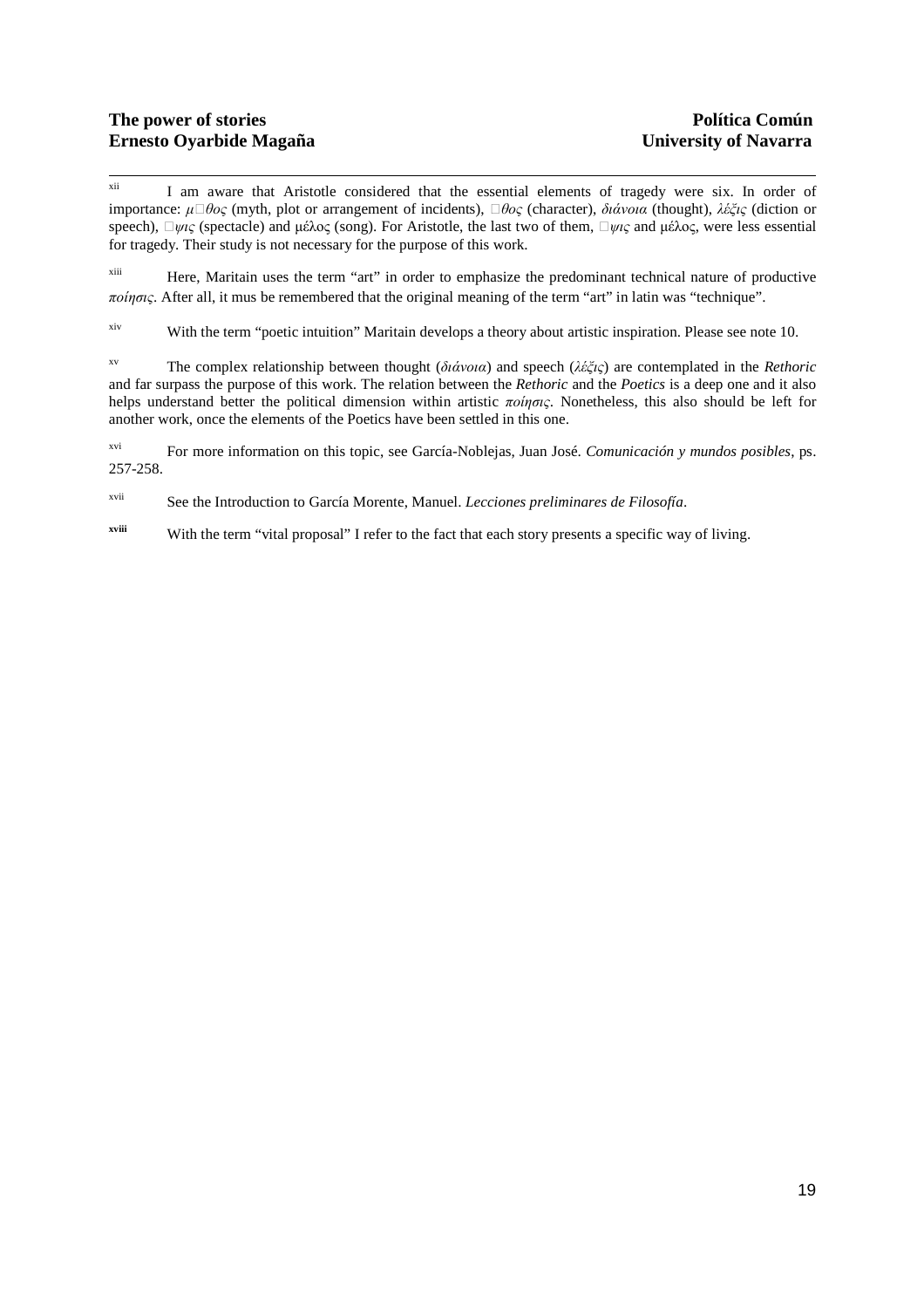[xii] I am aware that Aristotle considered that the essential elements of tragedy were six. In order of importance: *μ□θος* (myth, plot or arrangement of incidents), *□θος* (character), *διάνοια* (thought), *λέξις* (diction or speech), *□ψις* (spectacle) and μέλος (song). For Aristotle, the last two of them, *□ψις* and μέλος, were less essential for tragedy. Their study is not necessary for the purpose of this work.

[xiii] Here, Maritain uses the term "art" in order to emphasize the predominant technical nature of productive *ποίησις*. After all, it mus be remembered that the original meaning of the term "art" in latin was "technique".

[xiv] With the term "poetic intuition" Maritain develops a theory about artistic inspiration. Please see note 10.

[xv] The complex relationship between thought (*διάνοια*) and speech (*λέξις*) are contemplated in the *Rethoric* and far surpass the purpose of this work. The relation between the *Rethoric* and the *Poetics* is a deep one and it also helps understand better the political dimension within artistic *ποίησις*. Nonetheless, this also should be left for another work, once the elements of the Poetics have been settled in this one.

[xvi] For more information on this topic, see García-Noblejas, Juan José. *Comunicación y mundos posibles*, ps. 257-258.

[xvii] See the Introduction to García Morente, Manuel. *Lecciones preliminares de Filosofía*.

[xviii] With the term "vital proposal" I refer to the fact that each story presents a specific way of living.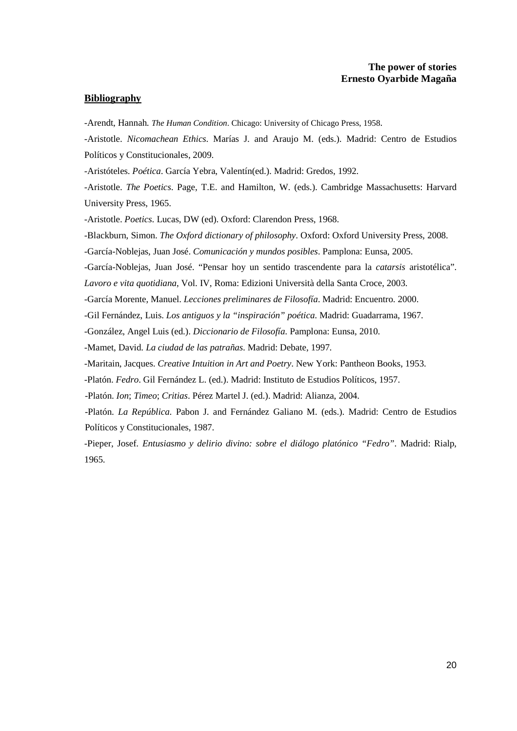## **Bibliography**

-Arendt, Hannah. *The Human Condition*. Chicago: University of Chicago Press, 1958.

-Aristotle. *Nicomachean Ethics*. Marías J. and Araujo M. (eds.). Madrid: Centro de Estudios Políticos y Constitucionales, 2009.

-Aristóteles. *Poética*. García Yebra, Valentín(ed.). Madrid: Gredos, 1992.

-Aristotle. *The Poetics*. Page, T.E. and Hamilton, W. (eds.). Cambridge Massachusetts: Harvard University Press, 1965.

-Aristotle. *Poetics*. Lucas, DW (ed). Oxford: Clarendon Press, 1968.

-Blackburn, Simon. *The Oxford dictionary of philosophy*. Oxford: Oxford University Press, 2008.

-García-Noblejas, Juan José. *Comunicación y mundos posibles*. Pamplona: Eunsa, 2005.

-García-Noblejas, Juan José. "Pensar hoy un sentido trascendente para la *catarsis* aristotélica". *Lavoro e vita quotidiana*, Vol. IV, Roma: Edizioni Università della Santa Croce, 2003.

-García Morente, Manuel. *Lecciones preliminares de Filosofía*. Madrid: Encuentro. 2000.

-Gil Fernández, Luis. *Los antiguos y la "inspiración" poética*. Madrid: Guadarrama, 1967.

-González, Angel Luis (ed.). *Diccionario de Filosofía*. Pamplona: Eunsa, 2010.

-Mamet, David. *La ciudad de las patrañas*. Madrid: Debate, 1997.

-Maritain, Jacques. *Creative Intuition in Art and Poetry*. New York: Pantheon Books, 1953.

-Platón. *Fedro*. Gil Fernández L. (ed.). Madrid: Instituto de Estudios Políticos, 1957.

-Platón. *Ion*; *Timeo*; *Critias*. Pérez Martel J. (ed.). Madrid: Alianza, 2004.

-Platón. *La República*. Pabon J. and Fernández Galiano M. (eds.). Madrid: Centro de Estudios Políticos y Constitucionales, 1987.

-Pieper, Josef. *Entusiasmo y delirio divino: sobre el diálogo platónico "Fedro"*. Madrid: Rialp, 1965.